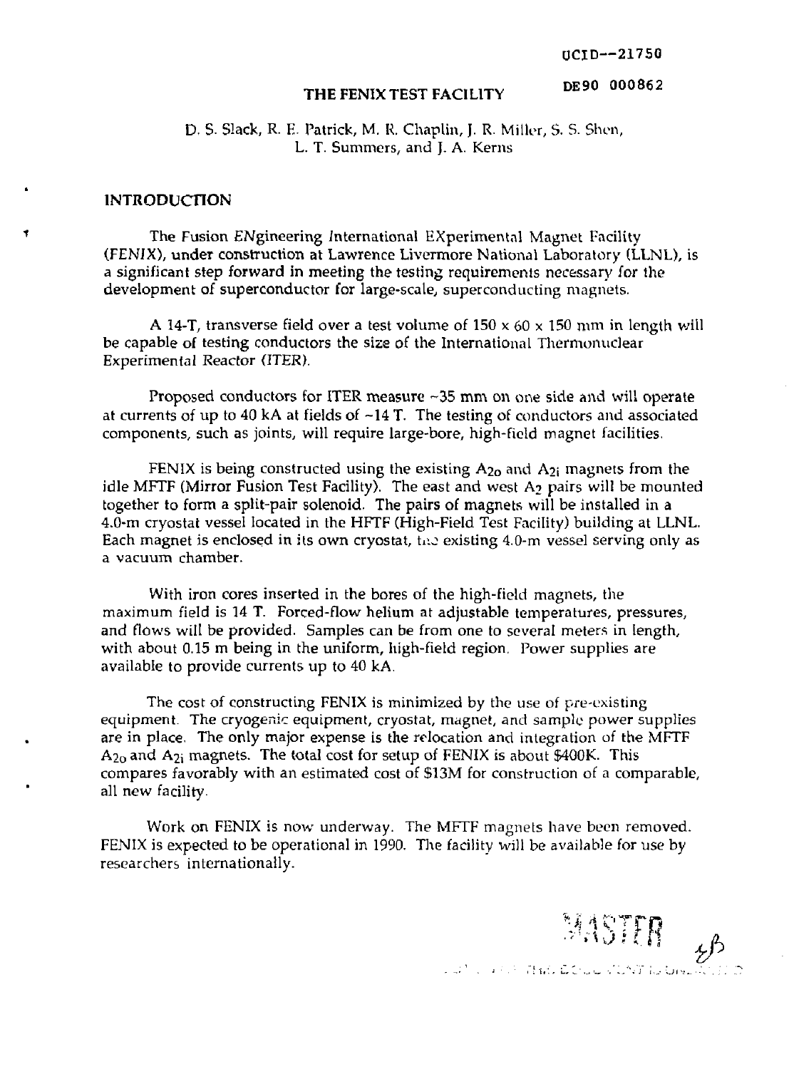UCID--21750

DE90 000862

# THE FENIX TEST FACILITY

D. S. Slack, R. E. Patrick, M. R. Chaplin, J. R. Miller, S. S. Shen, L. T. Summers, and J. A. Kerns

## INTRODUCTION

The Fusion *EN*gineering *I*nternational *EX*perimental Magnet Facility (*FENIX*), under construction at Lawrence Livermore National Laboratory (LLNL), is a significant step forward in meeting the testing requirements necessary for the development of superconductor for large-scale, superconducting magnets.

A 14-T, transverse field over a test volume of 150 x 60 x 150 mm in length will be capable of testing conductors the size of the International Thermonuclear Experimental Reactor (ITER).

Proposed conductors for ITER measure ~35 mm on one side and will operate at currents of up to 40 kA at fields of ~14 T. The testing of conductors and associated components, such as joints, will require large-bore, high-field magnet facilities.

FENIX is being constructed using the existing $A_{2o}$ and $A_{2i}$ magnets from the idle MFTF (Mirror Fusion Test Facility). The east and west $A_2$ pairs will be mounted together to form a split-pair solenoid. The pairs of magnets will be installed in a 4.0-m cryostat vessel located in the HFTF (High-Field Test Facility) building at LLNL. Each magnet is enclosed in its own cryostat, the existing 4.0-m vessel serving only as a vacuum chamber.

With iron cores inserted in the bores of the high-field magnets, the maximum field is 14 T. Forced-flow helium at adjustable temperatures, pressures, and flows will be provided. Samples can be from one to several meters in length, with about 0.15 m being in the uniform, high-field region. Power supplies are available to provide currents up to 40 kA.

The cost of constructing FENIX is minimized by the use of pre-existing equipment. The cryogenic equipment, cryostat, magnet, and sample power supplies are in place. The only major expense is the relocation and integration of the MFTF $A_{2o}$ and $A_{2i}$ magnets. The total cost for setup of FENIX is about $400K. This compares favorably with an estimated cost of $13M for construction of a comparable, all new facility.

Work on FENIX is now underway. The MFTF magnets have been removed. FENIX is expected to be operational in 1990. The facility will be available for use by researchers internationally.

MASTER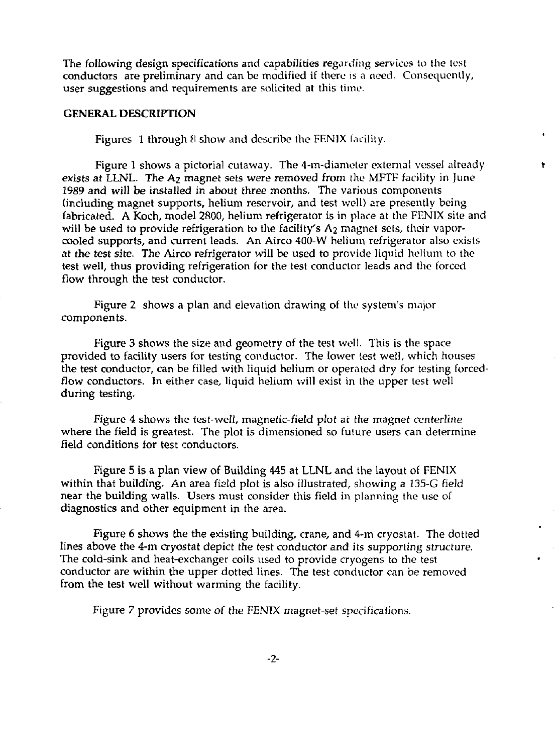The following design specifications and capabilities regarding services to the test conductors are preliminary and can be modified if there is a need. Consequently, user suggestions and requirements are solicited at this time.

## GENERAL DESCRIPTION

Figures 1 through 8 show and describe the FENIX facility.

Figure 1 shows a pictorial cutaway. The 4-m-diameter external vessel already exists at LLNL. The $A_2$ magnet sets were removed from the MFTF facility in June 1989 and will be installed in about three months. The various components (including magnet supports, helium reservoir, and test well) are presently being fabricated. A Koch, model 2800, helium refrigerator is in place at the FENIX site and will be used to provide refrigeration to the facility's $A_2$ magnet sets, their vapor-cooled supports, and current leads. An Airco 400-W helium refrigerator also exists at the test site. The Airco refrigerator will be used to provide liquid helium to the test well, thus providing refrigeration for the test conductor leads and the forced flow through the test conductor.

Figure 2 shows a plan and elevation drawing of the system's major components.

Figure 3 shows the size and geometry of the test well. This is the space provided to facility users for testing conductor. The lower test well, which houses the test conductor, can be filled with liquid helium or operated dry for testing forced-flow conductors. In either case, liquid helium will exist in the upper test well during testing.

Figure 4 shows the test-well, magnetic-field plot at the magnet centerline where the field is greatest. The plot is dimensioned so future users can determine field conditions for test conductors.

Figure 5 is a plan view of Building 445 at LLNL and the layout of FENIX within that building. An area field plot is also illustrated, showing a 135-G field near the building walls. Users must consider this field in planning the use of diagnostics and other equipment in the area.

Figure 6 shows the the existing building, crane, and 4-m cryostat. The dotted lines above the 4-m cryostat depict the test conductor and its supporting structure. The cold-sink and heat-exchanger coils used to provide cryogens to the test conductor are within the upper dotted lines. The test conductor can be removed from the test well without warming the facility.

Figure 7 provides some of the FENIX magnet-set specifications.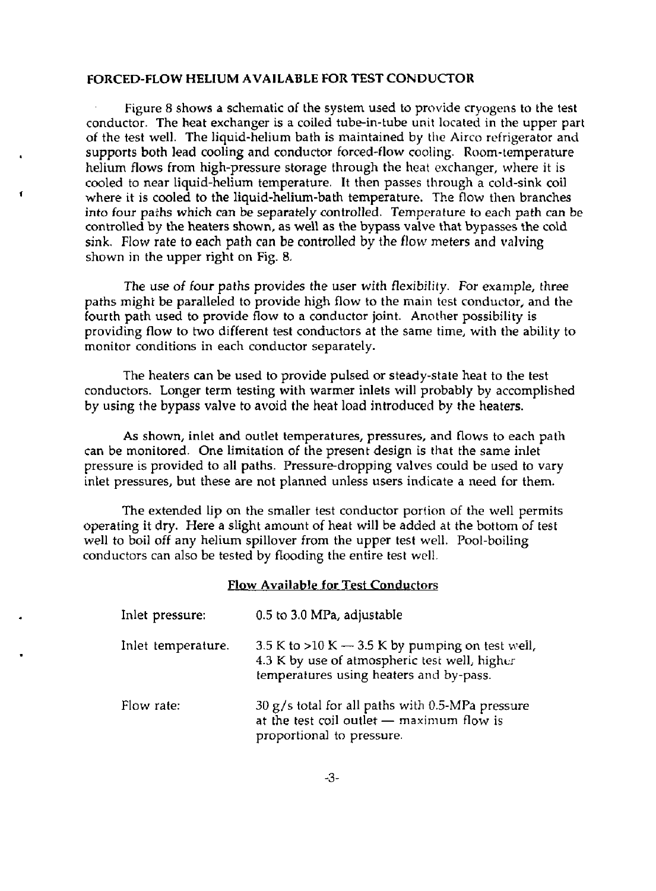### FORCED-FLOW HELIUM AVAILABLE FOR TEST CONDUCTOR

Figure 8 shows a schematic of the system used to provide cryogens to the test conductor. The heat exchanger is a coiled tube-in-tube unit located in the upper part of the test well. The liquid-helium bath is maintained by the Airco refrigerator and supports both lead cooling and conductor forced-flow cooling. Room-temperature helium flows from high-pressure storage through the heat exchanger, where it is cooled to near liquid-helium temperature. It then passes through a cold-sink coil where it is cooled to the liquid-helium-bath temperature. The flow then branches into four paths which can be separately controlled. Temperature to each path can be controlled by the heaters shown, as well as the bypass valve that bypasses the cold sink. Flow rate to each path can be controlled by the flow meters and valving shown in the upper right on Fig. 8.

The use of four paths provides the user with flexibility. For example, three paths might be paralleled to provide high flow to the main test conductor, and the fourth path used to provide flow to a conductor joint. Another possibility is providing flow to two different test conductors at the same time, with the ability to monitor conditions in each conductor separately.

The heaters can be used to provide pulsed or steady-state heat to the test conductors. Longer term testing with warmer inlets will probably by accomplished by using the bypass valve to avoid the heat load introduced by the heaters.

As shown, inlet and outlet temperatures, pressures, and flows to each path can be monitored. One limitation of the present design is that the same inlet pressure is provided to all paths. Pressure-dropping valves could be used to vary inlet pressures, but these are not planned unless users indicate a need for them.

The extended lip on the smaller test conductor portion of the well permits operating it dry. Here a slight amount of heat will be added at the bottom of test well to boil off any helium spillover from the upper test well. Pool-boiling conductors can also be tested by flooding the entire test well.

**Flow Available for Test Conductors**

| | |
|---|---|
| Inlet pressure: | 0.5 to 3.0 MPa, adjustable |
| Inlet temperature. | 3.5 K to >10 K — 3.5 K by pumping on test well, 4.3 K by use of atmospheric test well, higher temperatures using heaters and by-pass. |
| Flow rate: | 30 g/s total for all paths with 0.5-MPa pressure at the test coil outlet — maximum flow is proportional to pressure. |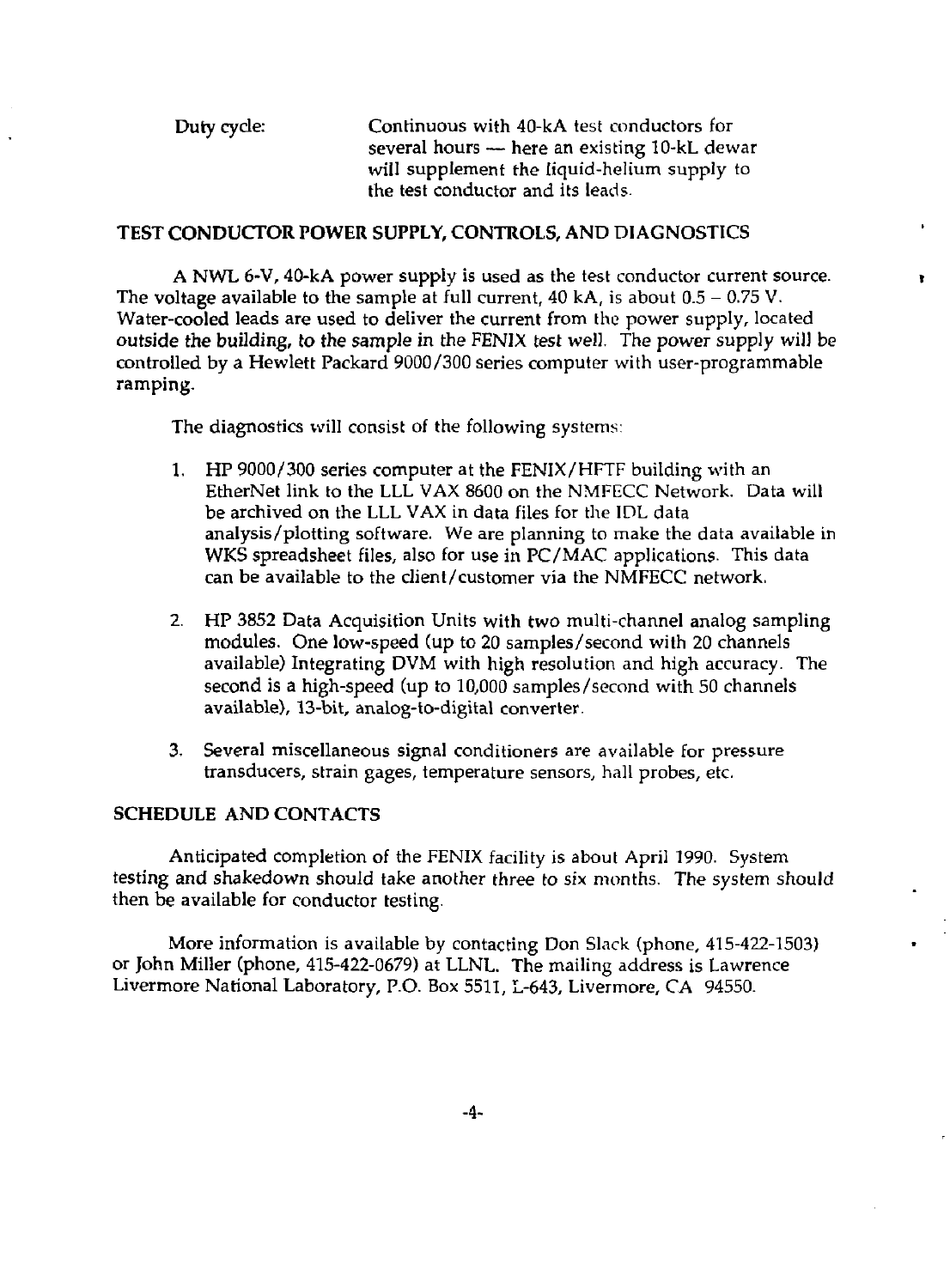Duty cycle: Continuous with 40-kA test conductors for several hours — here an existing 10-kL dewar will supplement the liquid-helium supply to the test conductor and its leads.

## TEST CONDUCTOR POWER SUPPLY, CONTROLS, AND DIAGNOSTICS

A NWL 6-V, 40-kA power supply is used as the test conductor current source. The voltage available to the sample at full current, 40 kA, is about 0.5 – 0.75 V. Water-cooled leads are used to deliver the current from the power supply, located outside the building, to the sample in the FENIX test well. The power supply will be controlled by a Hewlett Packard 9000/300 series computer with user-programmable ramping.

The diagnostics will consist of the following systems:

1. HP 9000/300 series computer at the FENIX/HFTF building with an EtherNet link to the LLL VAX 8600 on the NMFECC Network. Data will be archived on the LLL VAX in data files for the IDL data analysis/plotting software. We are planning to make the data available in WKS spreadsheet files, also for use in PC/MAC applications. This data can be available to the client/customer via the NMFECC network.

2. HP 3852 Data Acquisition Units with two multi-channel analog sampling modules. One low-speed (up to 20 samples/second with 20 channels available) Integrating DVM with high resolution and high accuracy. The second is a high-speed (up to 10,000 samples/second with 50 channels available), 13-bit, analog-to-digital converter.

3. Several miscellaneous signal conditioners are available for pressure transducers, strain gages, temperature sensors, hall probes, etc.

## SCHEDULE AND CONTACTS

Anticipated completion of the FENIX facility is about April 1990. System testing and shakedown should take another three to six months. The system should then be available for conductor testing.

More information is available by contacting Don Slack (phone, 415-422-1503) or John Miller (phone, 415-422-0679) at LLNL. The mailing address is Lawrence Livermore National Laboratory, P.O. Box 5511, L-643, Livermore, CA 94550.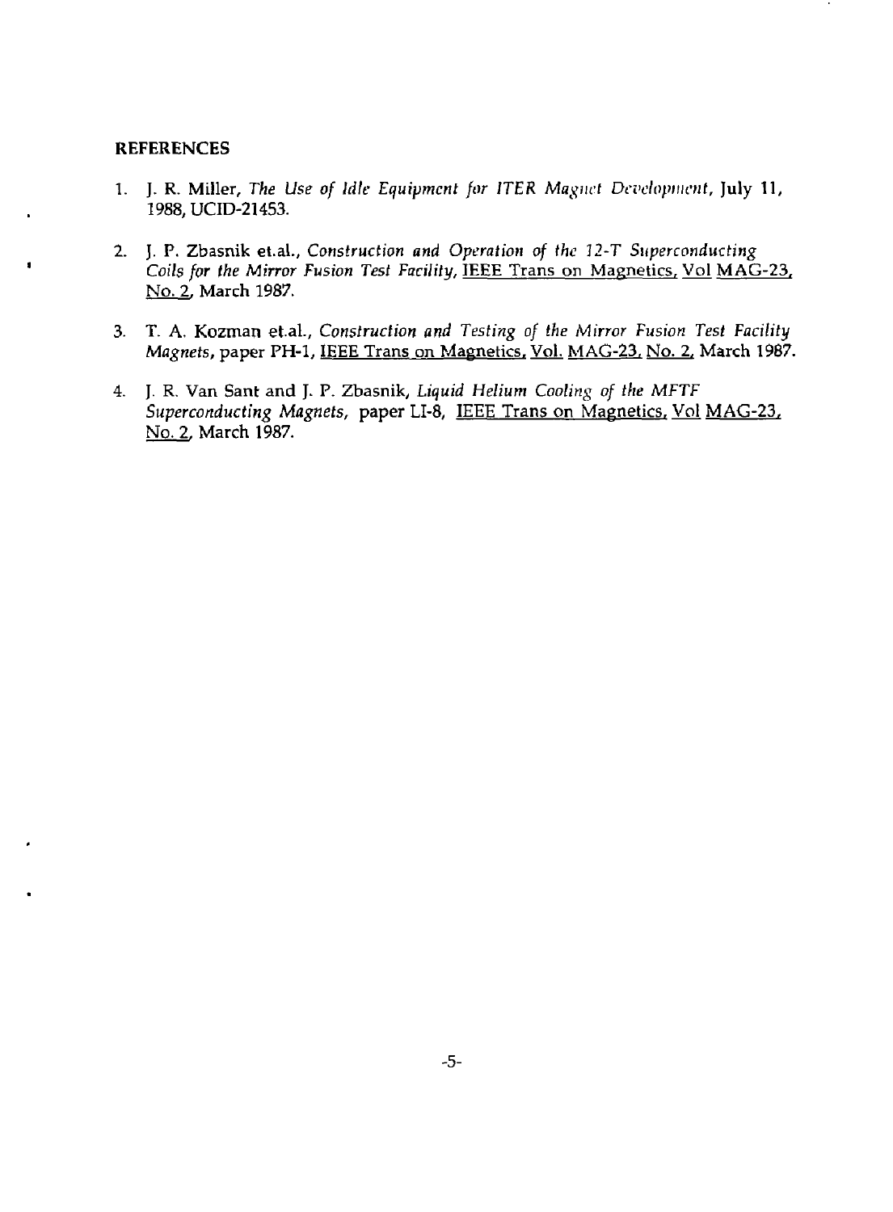## REFERENCES

1. J. R. Miller, *The Use of Idle Equipment for ITER Magnet Development*, July 11, 1988, UCID-21453.

2. J. P. Zbasnik et.al., *Construction and Operation of the 12-T Superconducting Coils for the Mirror Fusion Test Facility*, IEEE Trans on Magnetics, Vol MAG-23, No. 2, March 1987.

3. T. A. Kozman et.al., *Construction and Testing of the Mirror Fusion Test Facility Magnets*, paper PH-1, IEEE Trans on Magnetics, Vol. MAG-23, No. 2, March 1987.

4. J. R. Van Sant and J. P. Zbasnik, *Liquid Helium Cooling of the MFTF Superconducting Magnets*, paper LI-8, IEEE Trans on Magnetics, Vol MAG-23, No. 2, March 1987.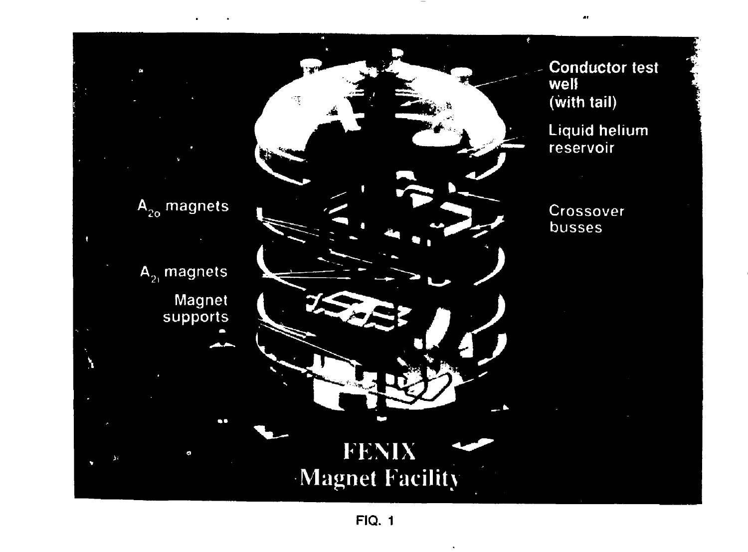Conductor test well (with tail)

Liquid helium reservoir

Crossover busses

$A_{2o}$ magnets

$A_{2i}$ magnets

Magnet supports

FENIX Magnet Facility

FIQ. 1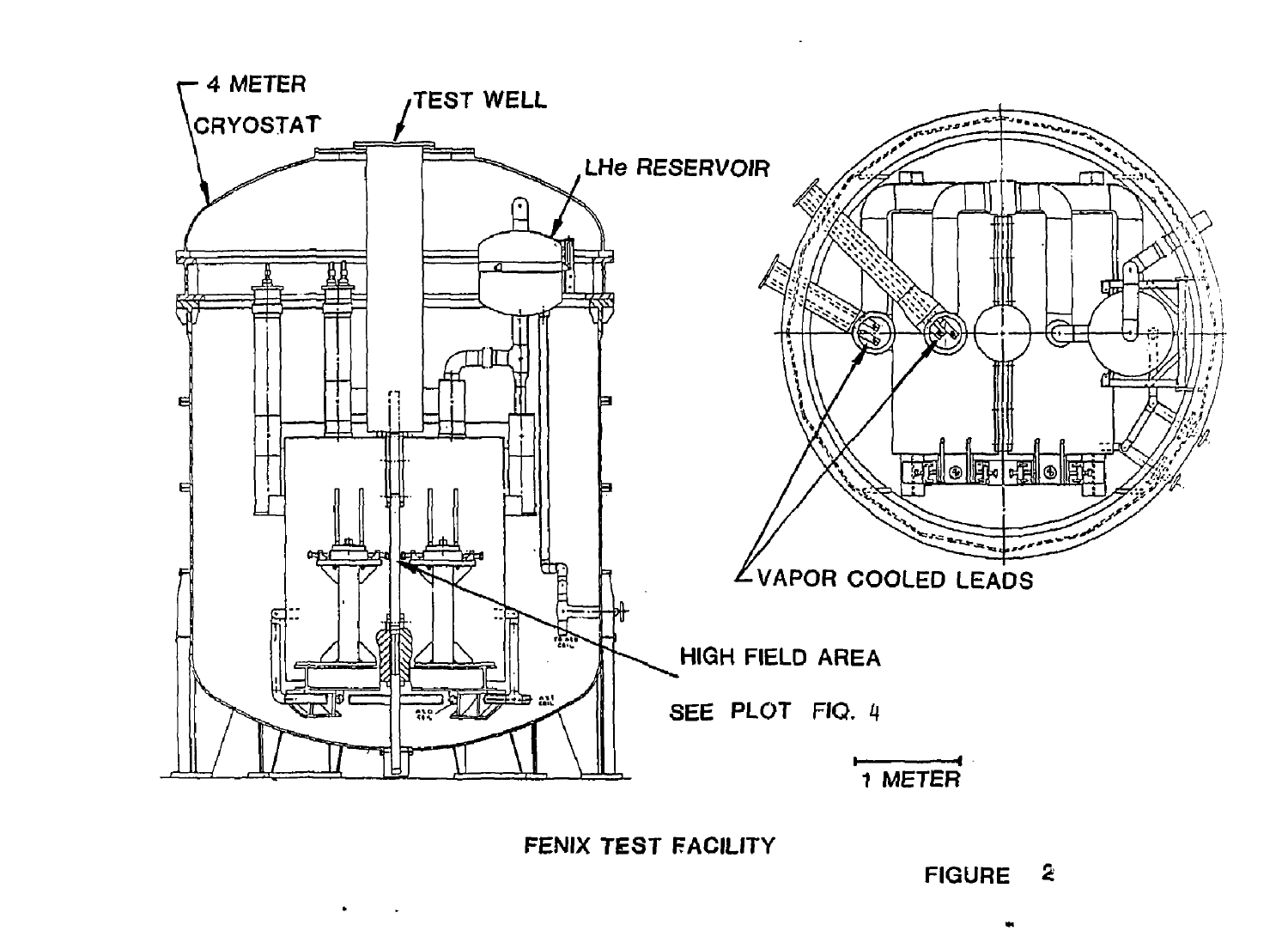FENIX TEST FACILITY

FIGURE 2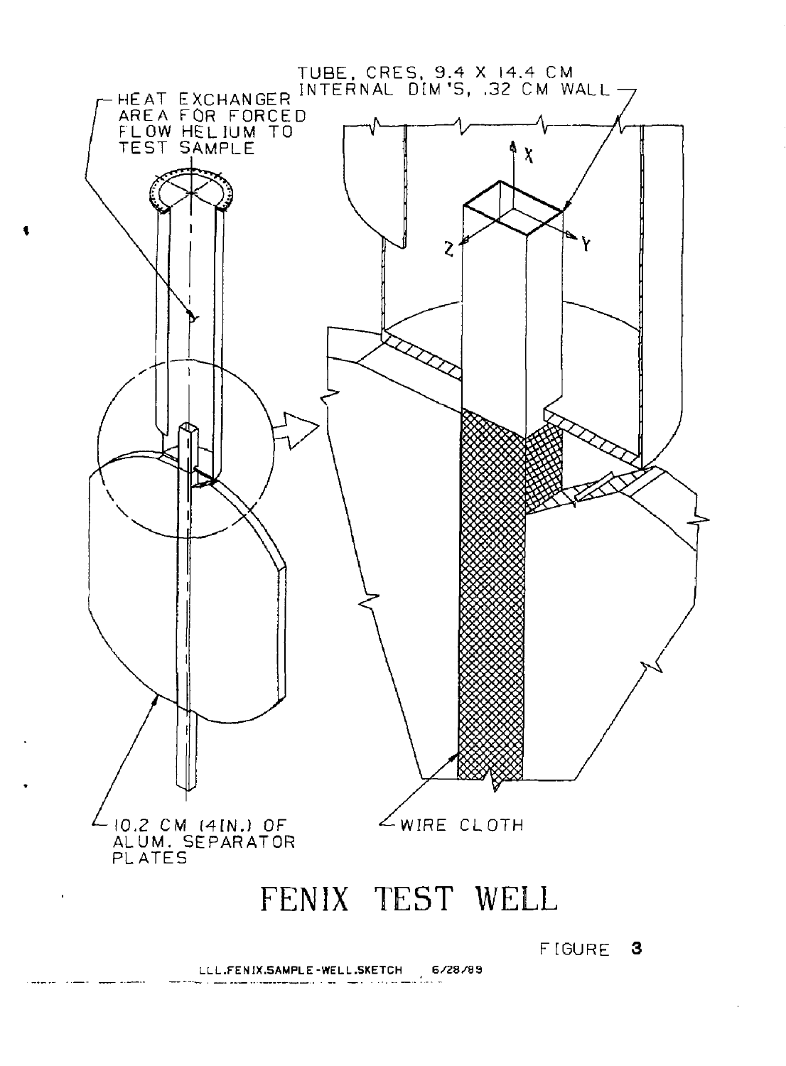TUBE, CRES, 9.4 X 14.4 CM INTERNAL DIM'S, .32 CM WALL

HEAT EXCHANGER AREA FOR FORCED FLOW HELIUM TO TEST SAMPLE

10.2 CM (4 IN.) OF ALUM. SEPARATOR PLATES

WIRE CLOTH

# FENIX TEST WELL

FIGURE 3

LLL.FENIX.SAMPLE-WELL.SKETCH 6/28/89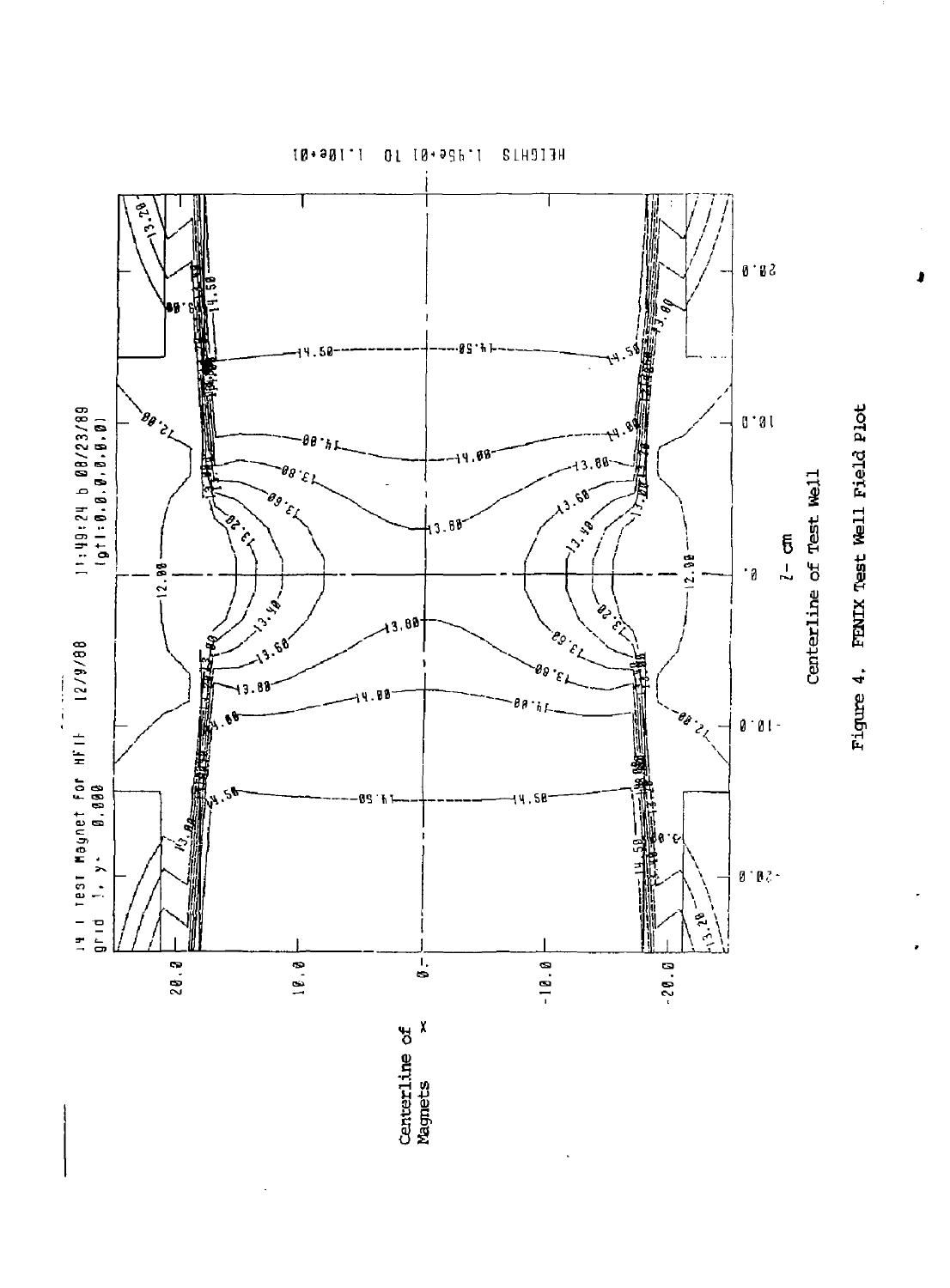Figure 4. FENIX Test Well Field Plot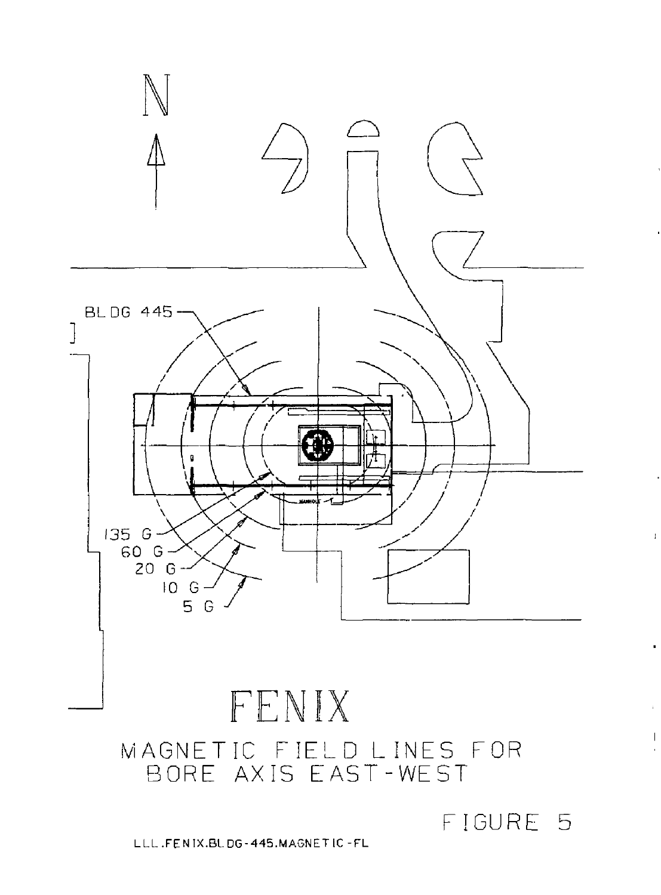N

BLDG 445

135 G

60 G

20 G

10 G

5 G

# FENIX

MAGNETIC FIELD LINES FOR BORE AXIS EAST-WEST

FIGURE 5

LLL.FENIX.BLDG-445.MAGNETIC-FL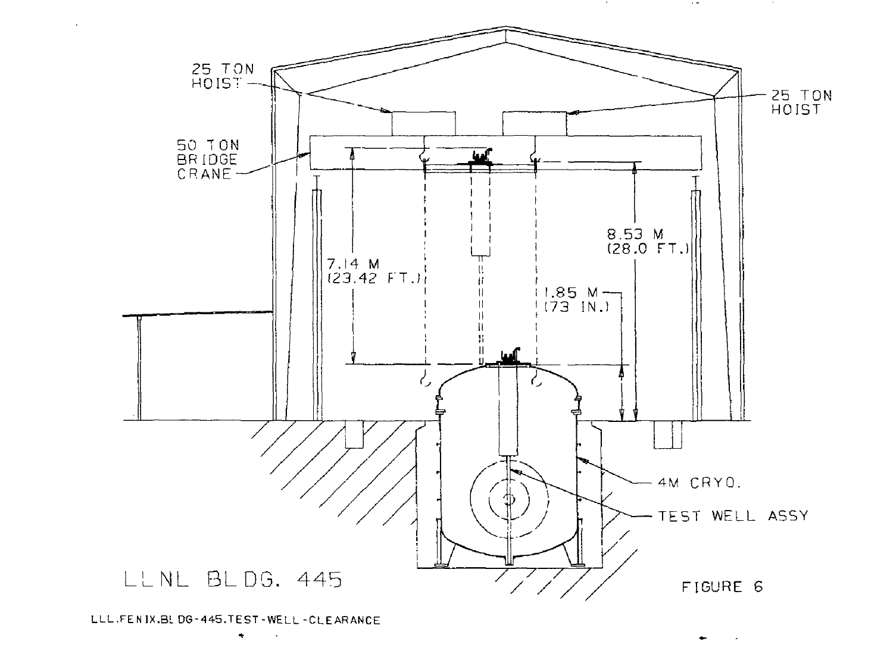25 TON HOIST

25 TON HOIST

50 TON BRIDGE CRANE

7.14 M (23.42 FT.)

8.53 M (28.0 FT.)

1.85 M (73 IN.)

4M CRYO.

TEST WELL ASSY

LLNL BLDG. 445

FIGURE 6

LLL.FENIX.BLDG-445.TEST-WELL-CLEARANCE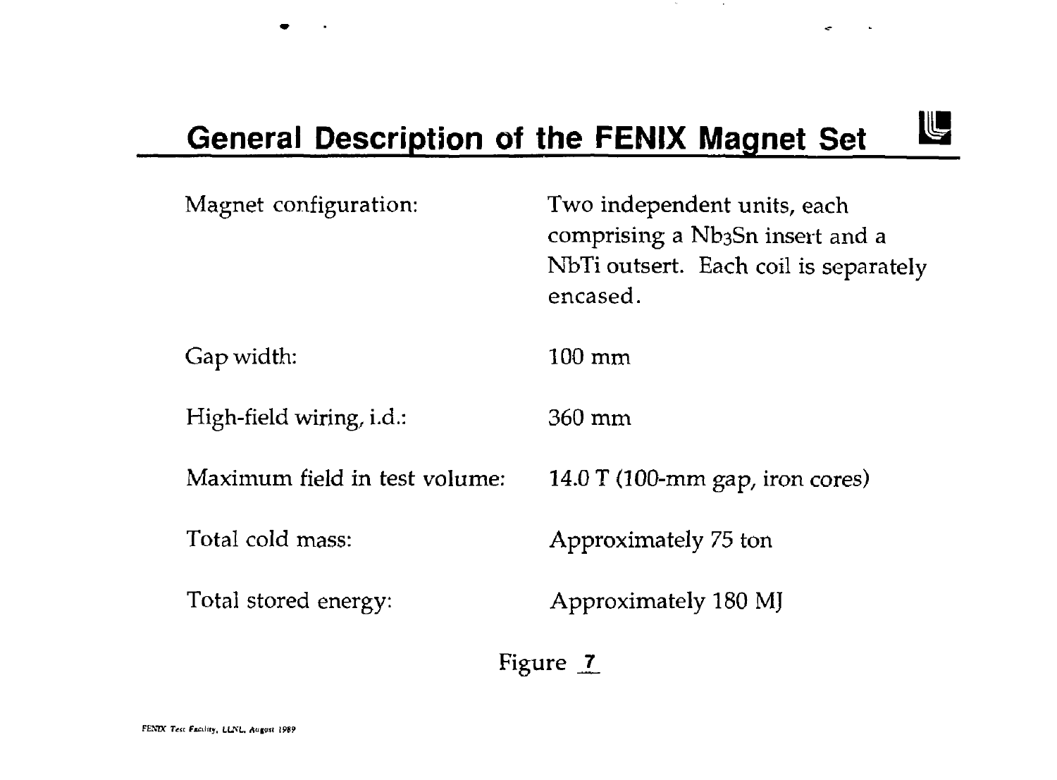## General Description of the FENIX Magnet Set

| | |
|---|---|
| Magnet configuration: | Two independent units, each comprising a $Nb_3Sn$ insert and a NbTi outsert. Each coil is separately encased. |
| Gap width: | 100 mm |
| High-field wiring, i.d.: | 360 mm |
| Maximum field in test volume: | 14.0 T (100-mm gap, iron cores) |
| Total cold mass: | Approximately 75 ton |
| Total stored energy: | Approximately 180 MJ |

Figure 7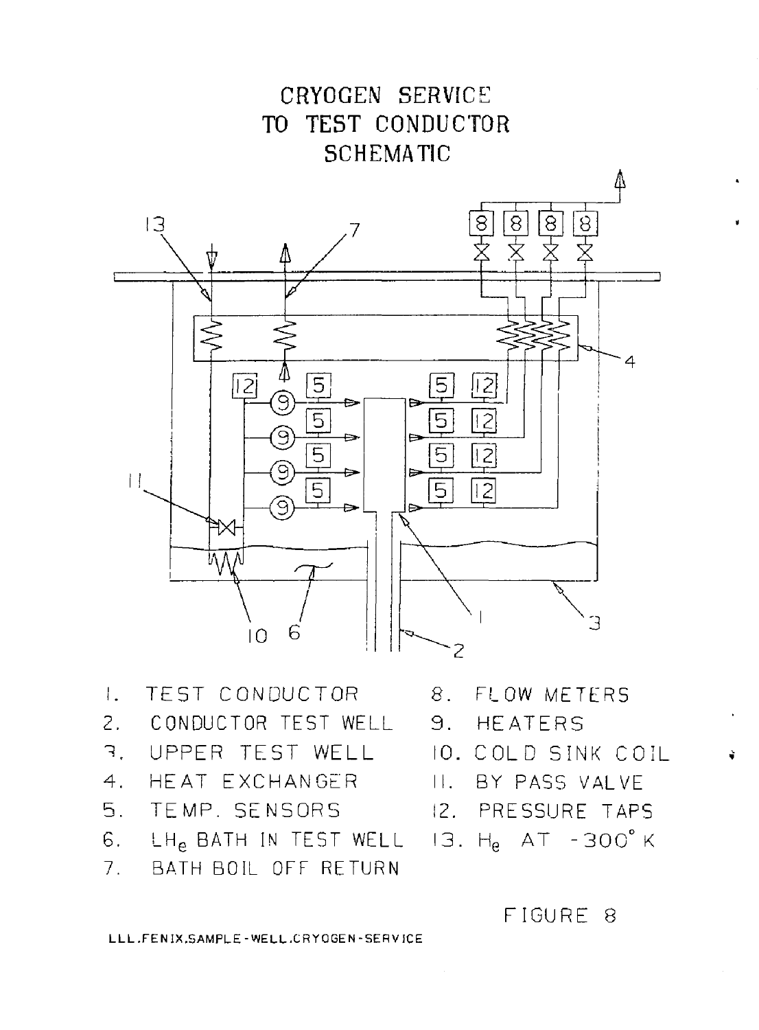# CRYOGEN SERVICE TO TEST CONDUCTOR SCHEMATIC

1. TEST CONDUCTOR
2. CONDUCTOR TEST WELL
3. UPPER TEST WELL
4. HEAT EXCHANGER
5. TEMP. SENSORS
6. $LH_e$ BATH IN TEST WELL
7. BATH BOIL OFF RETURN
8. FLOW METERS
9. HEATERS
10. COLD SINK COIL
11. BY PASS VALVE
12. PRESSURE TAPS
13. $H_e$ AT -300° K

FIGURE 8

LLL.FENIX.SAMPLE-WELL.CRYOGEN-SERVICE